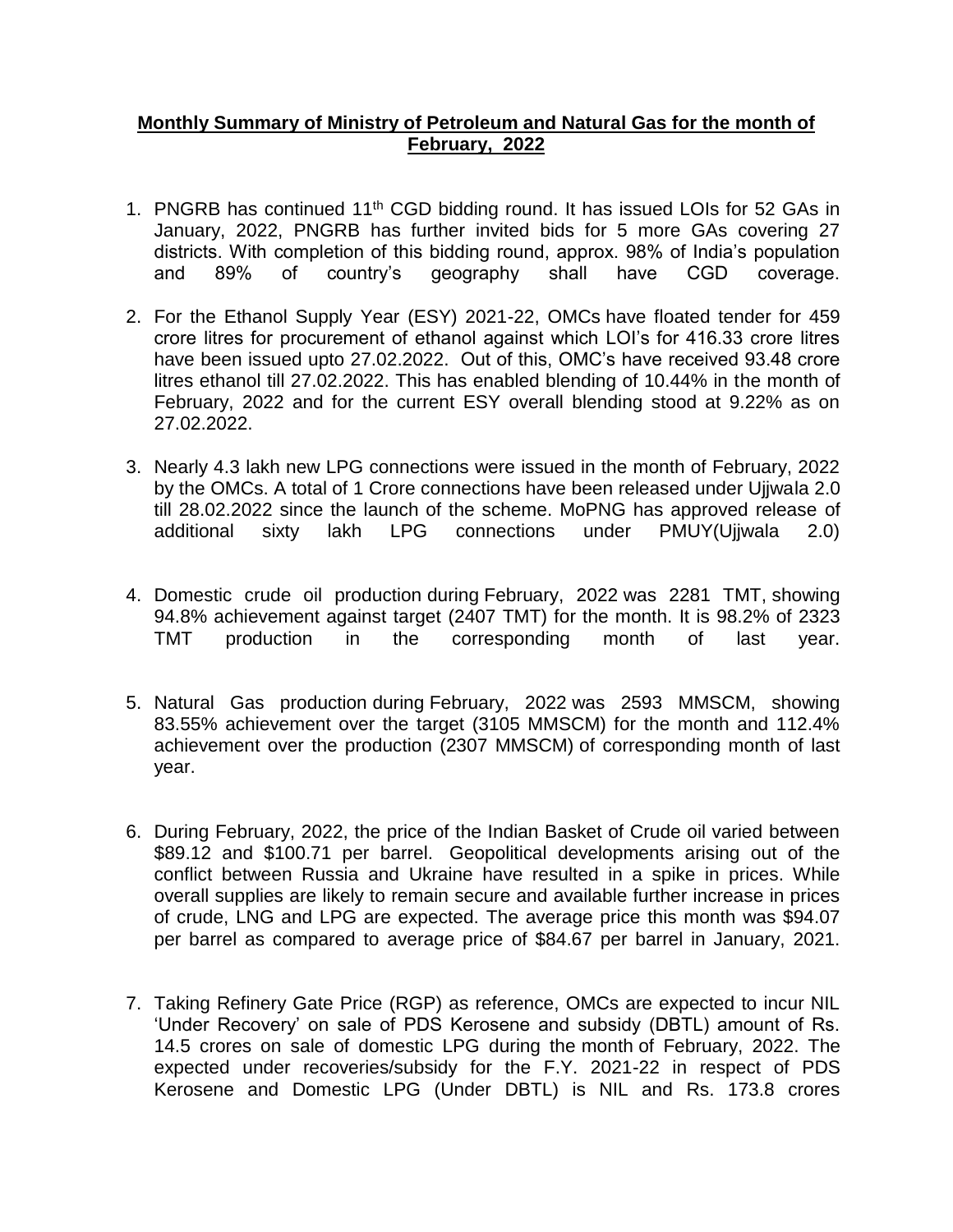**Monthly Summary of Ministry of Petroleum and Natural Gas for the month of February, 2022**

1. PNGRB has continued 11th CGD bidding round. It has issued LOIs for 52 GAs in January, 2022, PNGRB has further invited bids for 5 more GAs covering 27 districts. With completion of this bidding round, approx. 98% of India's population and 89% of country's geography shall have CGD coverage.

2. For the Ethanol Supply Year (ESY) 2021-22, OMCs have floated tender for 459 crore litres for procurement of ethanol against which LOI's for 416.33 crore litres have been issued upto 27.02.2022. Out of this, OMC's have received 93.48 crore litres ethanol till 27.02.2022. This has enabled blending of 10.44% in the month of February, 2022 and for the current ESY overall blending stood at 9.22% as on 27.02.2022.

3. Nearly 4.3 lakh new LPG connections were issued in the month of February, 2022 by the OMCs. A total of 1 Crore connections have been released under Ujjwala 2.0 till 28.02.2022 since the launch of the scheme. MoPNG has approved release of additional sixty lakh LPG connections under PMUY(Ujjwala 2.0)

4. Domestic crude oil production during February, 2022 was 2281 TMT, showing 94.8% achievement against target (2407 TMT) for the month. It is 98.2% of 2323 TMT production in the corresponding month of last year.

5. Natural Gas production during February, 2022 was 2593 MMSCM, showing 83.55% achievement over the target (3105 MMSCM) for the month and 112.4% achievement over the production (2307 MMSCM) of corresponding month of last year.

6. During February, 2022, the price of the Indian Basket of Crude oil varied between $89.12 and $100.71 per barrel. Geopolitical developments arising out of the conflict between Russia and Ukraine have resulted in a spike in prices. While overall supplies are likely to remain secure and available further increase in prices of crude, LNG and LPG are expected. The average price this month was $94.07 per barrel as compared to average price of $84.67 per barrel in January, 2021.

7. Taking Refinery Gate Price (RGP) as reference, OMCs are expected to incur NIL 'Under Recovery' on sale of PDS Kerosene and subsidy (DBTL) amount of Rs. 14.5 crores on sale of domestic LPG during the month of February, 2022. The expected under recoveries/subsidy for the F.Y. 2021-22 in respect of PDS Kerosene and Domestic LPG (Under DBTL) is NIL and Rs. 173.8 crores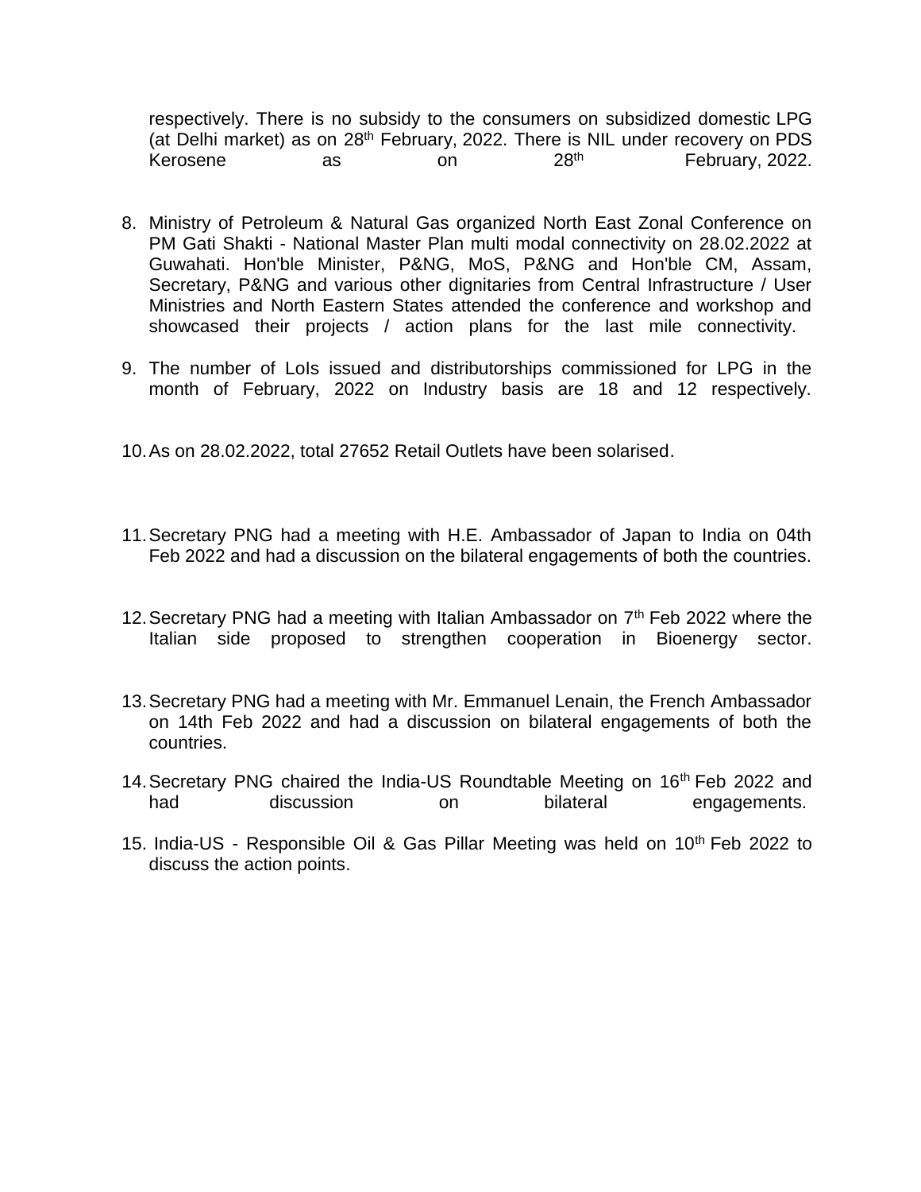respectively. There is no subsidy to the consumers on subsidized domestic LPG (at Delhi market) as on 28th February, 2022. There is NIL under recovery on PDS Kerosene as on 28th February, 2022.

8. Ministry of Petroleum & Natural Gas organized North East Zonal Conference on PM Gati Shakti - National Master Plan multi modal connectivity on 28.02.2022 at Guwahati. Hon'ble Minister, P&NG, MoS, P&NG and Hon'ble CM, Assam, Secretary, P&NG and various other dignitaries from Central Infrastructure / User Ministries and North Eastern States attended the conference and workshop and showcased their projects / action plans for the last mile connectivity.

9. The number of LoIs issued and distributorships commissioned for LPG in the month of February, 2022 on Industry basis are 18 and 12 respectively.

10. As on 28.02.2022, total 27652 Retail Outlets have been solarised.

11. Secretary PNG had a meeting with H.E. Ambassador of Japan to India on 04th Feb 2022 and had a discussion on the bilateral engagements of both the countries.

12. Secretary PNG had a meeting with Italian Ambassador on 7th Feb 2022 where the Italian side proposed to strengthen cooperation in Bioenergy sector.

13. Secretary PNG had a meeting with Mr. Emmanuel Lenain, the French Ambassador on 14th Feb 2022 and had a discussion on bilateral engagements of both the countries.

14. Secretary PNG chaired the India-US Roundtable Meeting on 16th Feb 2022 and had discussion on bilateral engagements.

15. India-US - Responsible Oil & Gas Pillar Meeting was held on 10th Feb 2022 to discuss the action points.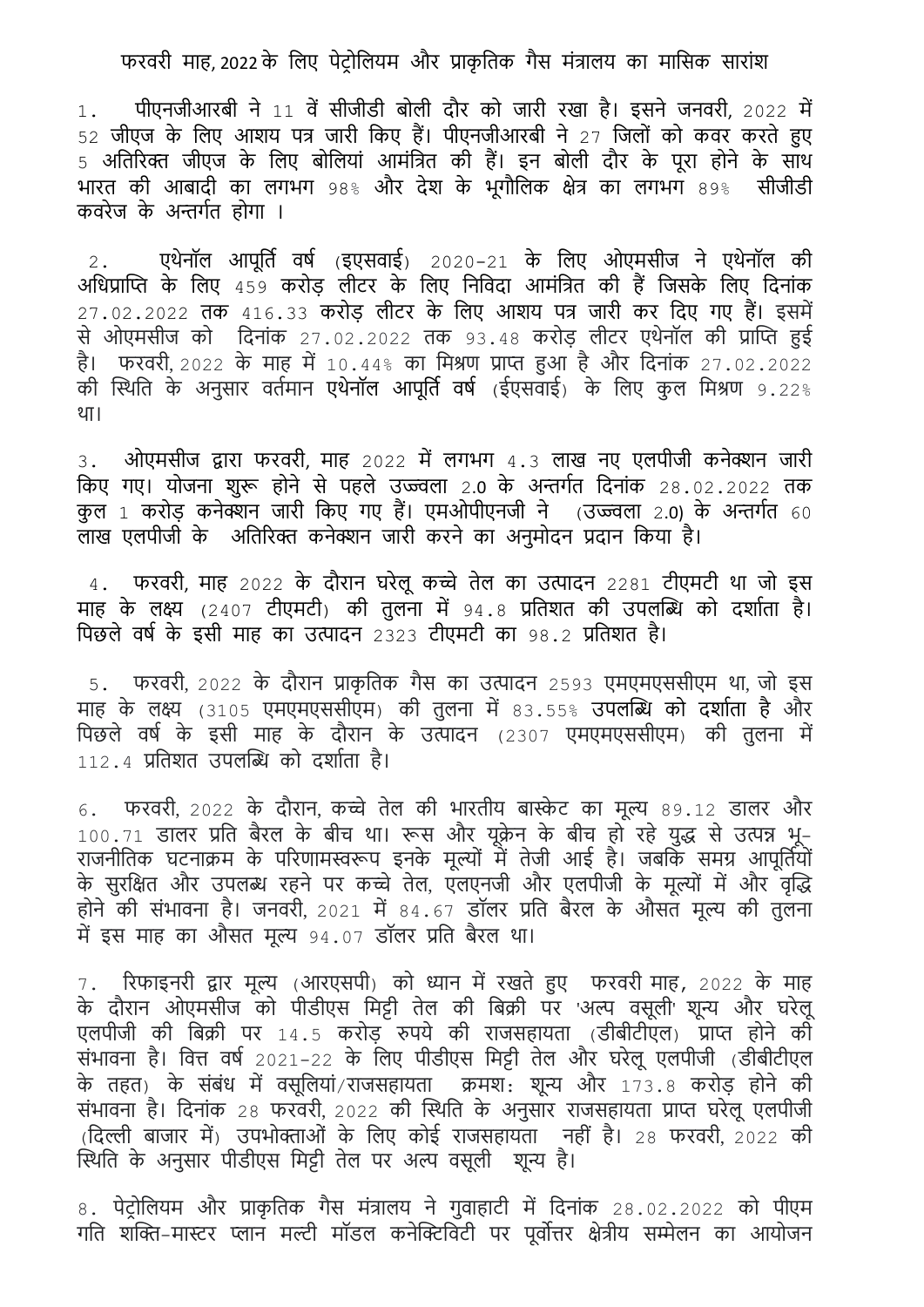फरवरी माह, 2022 के लिए पेट्रोलियम और प्राकृतिक गैस मंत्रालय का मासिक सारांश

1. पीएनजीआरबी ने 11 वें सीजीडी बोली दौर को जारी रखा है। इसने जनवरी, 2022 में 52 जीएज के लिए आशय पत्र जारी किए हैं। पीएनजीआरबी ने 27 जिलों को कवर करते हुए 5 अतिरिक्त जीएज के लिए बोलियां आमंत्रित की हैं। इन बोली दौर के पूरा होने के साथ भारत की आबादी का लगभग 98% और देश के भूगौलिक क्षेत्र का लगभग 89% सीजीडी कवरेज के अन्तर्गत होगा ।

2. एथेनॉल आपूर्ति वर्ष (इएसवाई) 2020-21 के लिए ओएमसीज ने एथेनॉल की अधिप्राप्ति के लिए 459 करोड़ लीटर के लिए निविदा आमंत्रित की हैं जिसके लिए दिनांक 27.02.2022 तक 416.33 करोड़ लीटर के लिए आशय पत्र जारी कर दिए गए हैं। इसमें से ओएमसीज को दिनांक 27.02.2022 तक 93.48 करोड़ लीटर एथेनॉल की प्राप्ति हुई है। फरवरी, 2022 के माह में 10.44% का मिश्रण प्राप्त हुआ है और दिनांक 27.02.2022 की स्थिति के अनुसार वर्तमान एथेनॉल आपूर्ति वर्ष (ईएसवाई) के लिए कुल मिश्रण 9.22% था।

3. ओएमसीज द्वारा फरवरी, माह 2022 में लगभग 4.3 लाख नए एलपीजी कनेक्शन जारी किए गए। योजना शुरू होने से पहले उज्ज्वला 2.0 के अन्तर्गत दिनांक 28.02.2022 तक कुल 1 करोड़ कनेक्शन जारी किए गए हैं। एमओपीएनजी ने (उज्ज्वला 2.0) के अन्तर्गत 60 लाख एलपीजी के अतिरिक्त कनेक्शन जारी करने का अनुमोदन प्रदान किया है।

4. फरवरी, माह 2022 के दौरान घरेलू कच्चे तेल का उत्पादन 2281 टीएमटी था जो इस माह के लक्ष्य (2407 टीएमटी) की तुलना में 94.8 प्रतिशत की उपलब्धि को दर्शाता है। पिछले वर्ष के इसी माह का उत्पादन 2323 टीएमटी का 98.2 प्रतिशत है।

5. फरवरी, 2022 के दौरान प्राकृतिक गैस का उत्पादन 2593 एमएमएससीएम था, जो इस माह के लक्ष्य (3105 एमएमएससीएम) की तुलना में 83.55% उपलब्धि को दर्शाता है और पिछले वर्ष के इसी माह के दौरान के उत्पादन (2307 एमएमएससीएम) की तुलना में 112.4 प्रतिशत उपलब्धि को दर्शाता है।

6. फरवरी, 2022 के दौरान, कच्चे तेल की भारतीय बास्केट का मूल्य 89.12 डालर और 100.71 डालर प्रति बैरल के बीच था। रूस और यूक्रेन के बीच हो रहे युद्ध से उत्पन्न भू-राजनीतिक घटनाक्रम के परिणामस्वरूप इनके मूल्यों में तेजी आई है। जबकि समग्र आपूर्तियों के सुरक्षित और उपलब्ध रहने पर कच्चे तेल, एलएनजी और एलपीजी के मूल्यों में और वृद्धि होने की संभावना है। जनवरी, 2021 में 84.67 डॉलर प्रति बैरल के औसत मूल्य की तुलना में इस माह का औसत मूल्य 94.07 डॉलर प्रति बैरल था।

7. रिफाइनरी द्वार मूल्य (आरएसपी) को ध्यान में रखते हुए फरवरी माह, 2022 के माह के दौरान ओएमसीज को पीडीएस मिट्टी तेल की बिक्री पर 'अल्प वसूली' शून्य और घरेलू एलपीजी की बिक्री पर 14.5 करोड़ रुपये की राजसहायता (डीबीटीएल) प्राप्त होने की संभावना है। वित्त वर्ष 2021-22 के लिए पीडीएस मिट्टी तेल और घरेलू एलपीजी (डीबीटीएल के तहत) के संबंध में वसूलियां/राजसहायता क्रमशः शून्य और 173.8 करोड़ होने की संभावना है। दिनांक 28 फरवरी, 2022 की स्थिति के अनुसार राजसहायता प्राप्त घरेलू एलपीजी (दिल्ली बाजार में) उपभोक्ताओं के लिए कोई राजसहायता नहीं है। 28 फरवरी, 2022 की स्थिति के अनुसार पीडीएस मिट्टी तेल पर अल्प वसूली शून्य है।

8. पेट्रोलियम और प्राकृतिक गैस मंत्रालय ने गुवाहाटी में दिनांक 28.02.2022 को पीएम गति शक्ति-मास्टर प्लान मल्टी मॉडल कनेक्टिविटी पर पूर्वोत्तर क्षेत्रीय सम्मेलन का आयोजन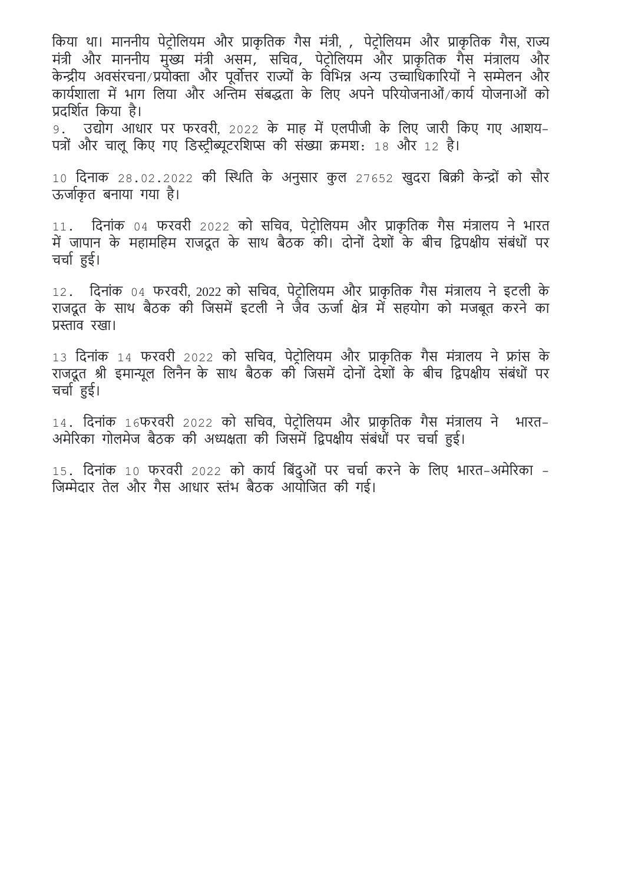किया था। माननीय पेट्रोलियम और प्राकृतिक गैस मंत्री, , पेट्रोलियम और प्राकृतिक गैस, राज्य मंत्री और माननीय मुख्य मंत्री असम, सचिव, पेट्रोलियम और प्राकृतिक गैस मंत्रालय और केन्द्रीय अवसंरचना/प्रयोक्ता और पूर्वोत्तर राज्यों के विभिन्न अन्य उच्चाधिकारियों ने सम्मेलन और कार्यशाला में भाग लिया और अन्तिम संबद्धता के लिए अपने परियोजनाओं/कार्य योजनाओं को प्रदर्शित किया है।

9. उद्योग आधार पर फरवरी, 2022 के माह में एलपीजी के लिए जारी किए गए आशय-पत्रों और चालू किए गए डिस्ट्रीब्यूटरशिप्स की संख्या क्रमश: 18 और 12 है।

10 दिनाक 28.02.2022 की स्थिति के अनुसार कुल 27652 खुदरा बिक्री केन्द्रों को सौर ऊर्जाकृत बनाया गया है।

11. दिनांक 04 फरवरी 2022 को सचिव, पेट्रोलियम और प्राकृतिक गैस मंत्रालय ने भारत में जापान के महामहिम राजदूत के साथ बैठक की। दोनों देशों के बीच द्विपक्षीय संबंधों पर चर्चा हुई।

12. दिनांक 04 फरवरी, 2022 को सचिव, पेट्रोलियम और प्राकृतिक गैस मंत्रालय ने इटली के राजदूत के साथ बैठक की जिसमें इटली ने जैव ऊर्जा क्षेत्र में सहयोग को मजबूत करने का प्रस्ताव रखा।

13 दिनांक 14 फरवरी 2022 को सचिव, पेट्रोलियम और प्राकृतिक गैस मंत्रालय ने फ्रांस के राजदूत श्री इमान्यूल लिनैन के साथ बैठक की जिसमें दोनों देशों के बीच द्विपक्षीय संबंधों पर चर्चा हुई।

14. दिनांक 16फरवरी 2022 को सचिव, पेट्रोलियम और प्राकृतिक गैस मंत्रालय ने भारत-अमेरिका गोलमेज बैठक की अध्यक्षता की जिसमें द्विपक्षीय संबंधों पर चर्चा हुई।

15. दिनांक 10 फरवरी 2022 को कार्य बिंदुओं पर चर्चा करने के लिए भारत-अमेरिका - जिम्मेदार तेल और गैस आधार स्तंभ बैठक आयोजित की गई।